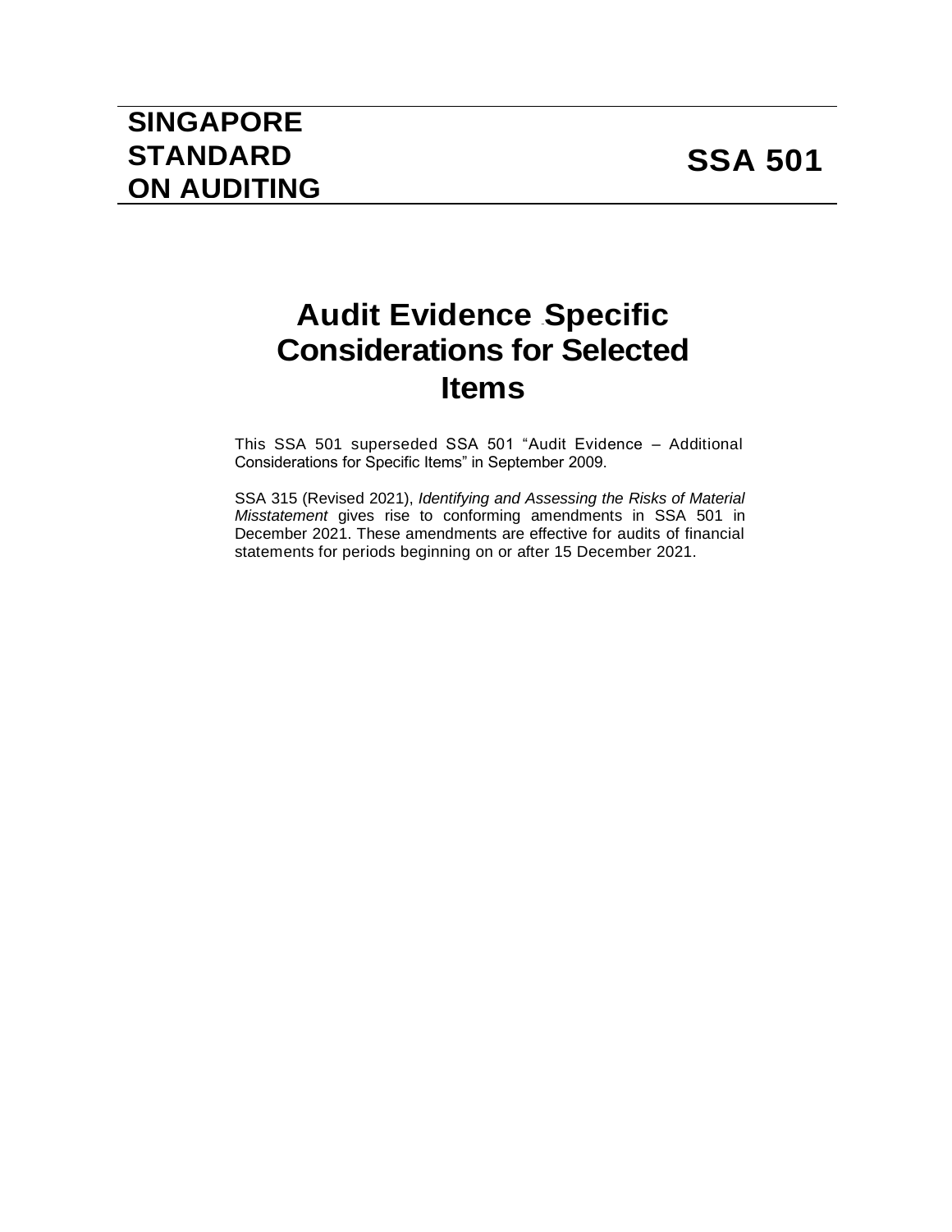# SINGAPORE STANDARD ON AUDITING

# SSA 501

## Audit Evidence ‑ Specific Considerations for Selected Items

This SSA 501 superseded SSA 501 "Audit Evidence – Additional Considerations for Specific Items" in September 2009.

SSA 315 (Revised 2021), *Identifying and Assessing the Risks of Material Misstatement* gives rise to conforming amendments in SSA 501 in December 2021. These amendments are effective for audits of financial statements for periods beginning on or after 15 December 2021.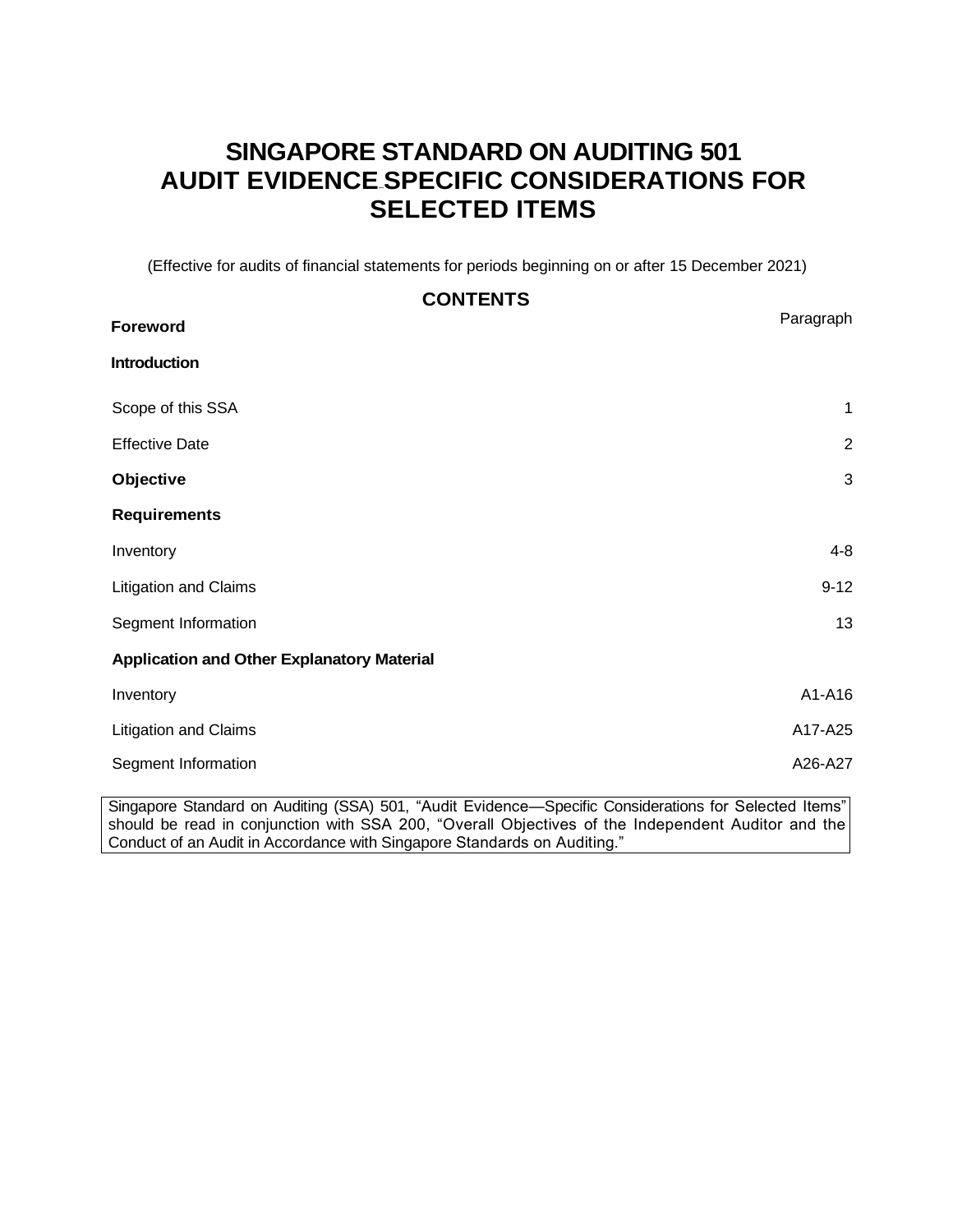# SINGAPORE STANDARD ON AUDITING 501
# AUDIT EVIDENCE–SPECIFIC CONSIDERATIONS FOR SELECTED ITEMS

(Effective for audits of financial statements for periods beginning on or after 15 December 2021)

## CONTENTS

| | Paragraph |
|---|---|
| **Foreword** | |
| **Introduction** | |
| Scope of this SSA | 1 |
| Effective Date | 2 |
| **Objective** | 3 |
| **Requirements** | |
| Inventory | 4-8 |
| Litigation and Claims | 9-12 |
| Segment Information | 13 |
| **Application and Other Explanatory Material** | |
| Inventory | A1-A16 |
| Litigation and Claims | A17-A25 |
| Segment Information | A26-A27 |

Singapore Standard on Auditing (SSA) 501, "Audit Evidence—Specific Considerations for Selected Items" should be read in conjunction with SSA 200, "Overall Objectives of the Independent Auditor and the Conduct of an Audit in Accordance with Singapore Standards on Auditing."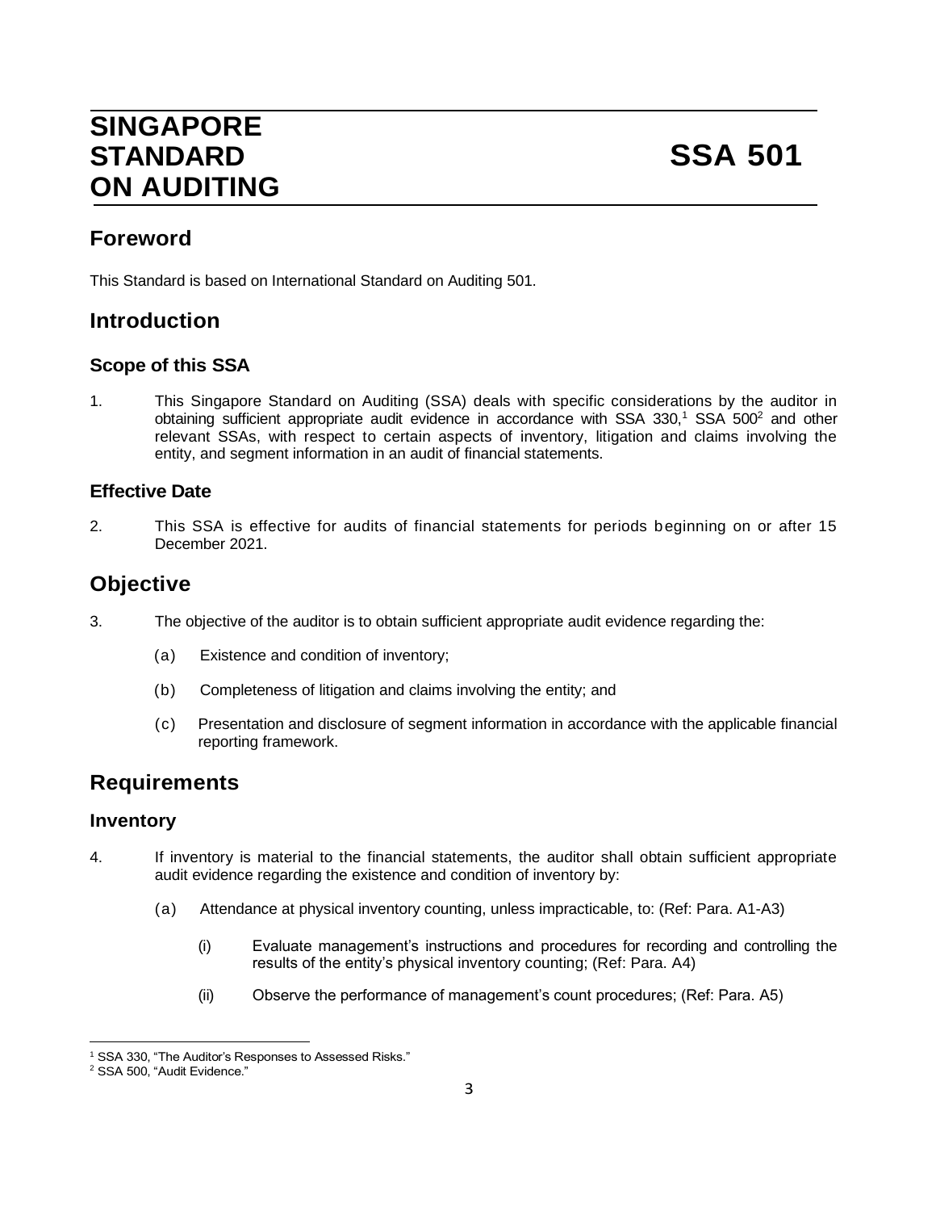# SINGAPORE STANDARD ON AUDITING — SSA 501

## Foreword

This Standard is based on International Standard on Auditing 501.

## Introduction

### Scope of this SSA

1. This Singapore Standard on Auditing (SSA) deals with specific considerations by the auditor in obtaining sufficient appropriate audit evidence in accordance with SSA 330,[1] SSA 500[2] and other relevant SSAs, with respect to certain aspects of inventory, litigation and claims involving the entity, and segment information in an audit of financial statements.

### Effective Date

2. This SSA is effective for audits of financial statements for periods beginning on or after 15 December 2021.

## Objective

3. The objective of the auditor is to obtain sufficient appropriate audit evidence regarding the:

    (a) Existence and condition of inventory;

    (b) Completeness of litigation and claims involving the entity; and

    (c) Presentation and disclosure of segment information in accordance with the applicable financial reporting framework.

## Requirements

### Inventory

4. If inventory is material to the financial statements, the auditor shall obtain sufficient appropriate audit evidence regarding the existence and condition of inventory by:

    (a) Attendance at physical inventory counting, unless impracticable, to: (Ref: Para. A1-A3)

        (i) Evaluate management's instructions and procedures for recording and controlling the results of the entity's physical inventory counting; (Ref: Para. A4)

        (ii) Observe the performance of management's count procedures; (Ref: Para. A5)

---

[1] SSA 330, "The Auditor's Responses to Assessed Risks."

[2] SSA 500, "Audit Evidence."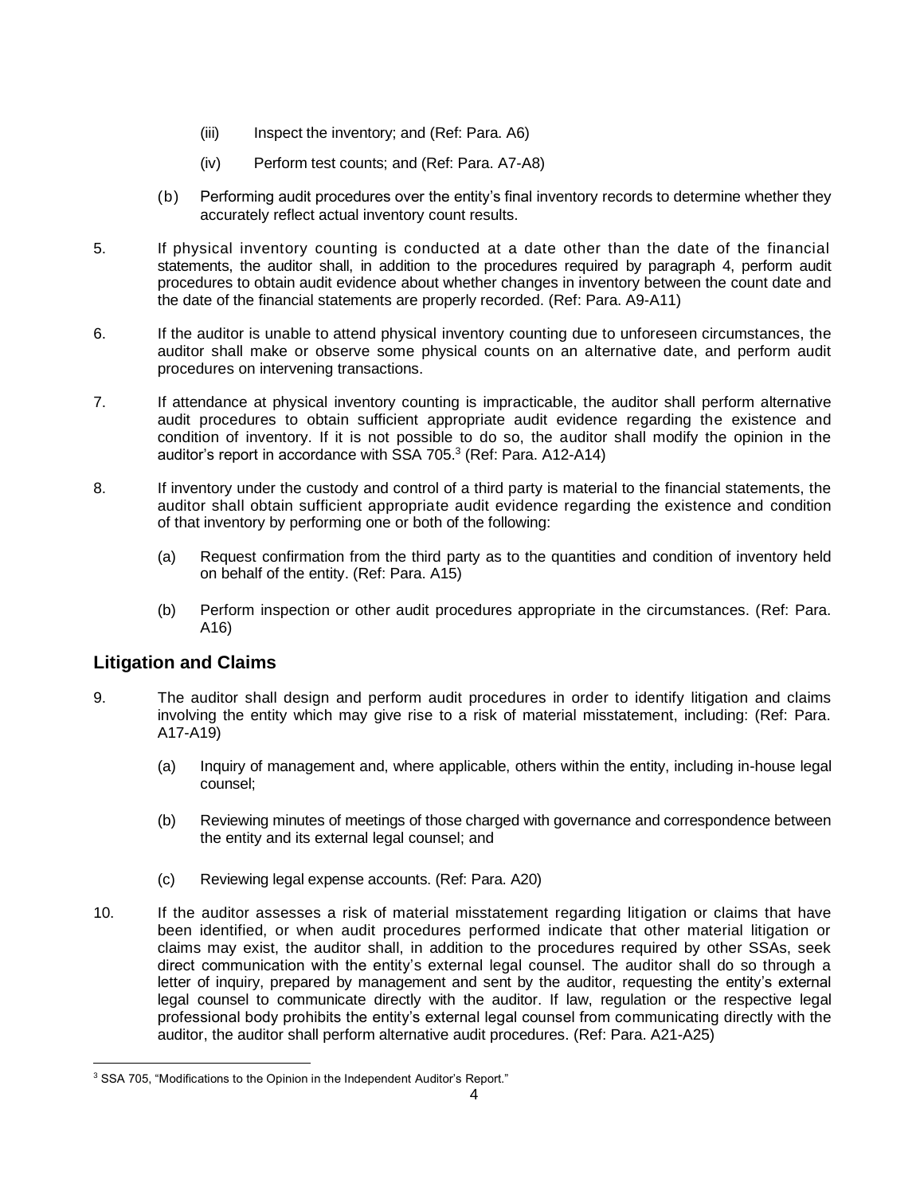(iii) Inspect the inventory; and (Ref: Para. A6)

(iv) Perform test counts; and (Ref: Para. A7-A8)

(b) Performing audit procedures over the entity's final inventory records to determine whether they accurately reflect actual inventory count results.

5. If physical inventory counting is conducted at a date other than the date of the financial statements, the auditor shall, in addition to the procedures required by paragraph 4, perform audit procedures to obtain audit evidence about whether changes in inventory between the count date and the date of the financial statements are properly recorded. (Ref: Para. A9-A11)

6. If the auditor is unable to attend physical inventory counting due to unforeseen circumstances, the auditor shall make or observe some physical counts on an alternative date, and perform audit procedures on intervening transactions.

7. If attendance at physical inventory counting is impracticable, the auditor shall perform alternative audit procedures to obtain sufficient appropriate audit evidence regarding the existence and condition of inventory. If it is not possible to do so, the auditor shall modify the opinion in the auditor's report in accordance with SSA 705.[3] (Ref: Para. A12-A14)

8. If inventory under the custody and control of a third party is material to the financial statements, the auditor shall obtain sufficient appropriate audit evidence regarding the existence and condition of that inventory by performing one or both of the following:

(a) Request confirmation from the third party as to the quantities and condition of inventory held on behalf of the entity. (Ref: Para. A15)

(b) Perform inspection or other audit procedures appropriate in the circumstances. (Ref: Para. A16)

## Litigation and Claims

9. The auditor shall design and perform audit procedures in order to identify litigation and claims involving the entity which may give rise to a risk of material misstatement, including: (Ref: Para. A17-A19)

(a) Inquiry of management and, where applicable, others within the entity, including in-house legal counsel;

(b) Reviewing minutes of meetings of those charged with governance and correspondence between the entity and its external legal counsel; and

(c) Reviewing legal expense accounts. (Ref: Para. A20)

10. If the auditor assesses a risk of material misstatement regarding litigation or claims that have been identified, or when audit procedures performed indicate that other material litigation or claims may exist, the auditor shall, in addition to the procedures required by other SSAs, seek direct communication with the entity's external legal counsel. The auditor shall do so through a letter of inquiry, prepared by management and sent by the auditor, requesting the entity's external legal counsel to communicate directly with the auditor. If law, regulation or the respective legal professional body prohibits the entity's external legal counsel from communicating directly with the auditor, the auditor shall perform alternative audit procedures. (Ref: Para. A21-A25)

[3] SSA 705, "Modifications to the Opinion in the Independent Auditor's Report."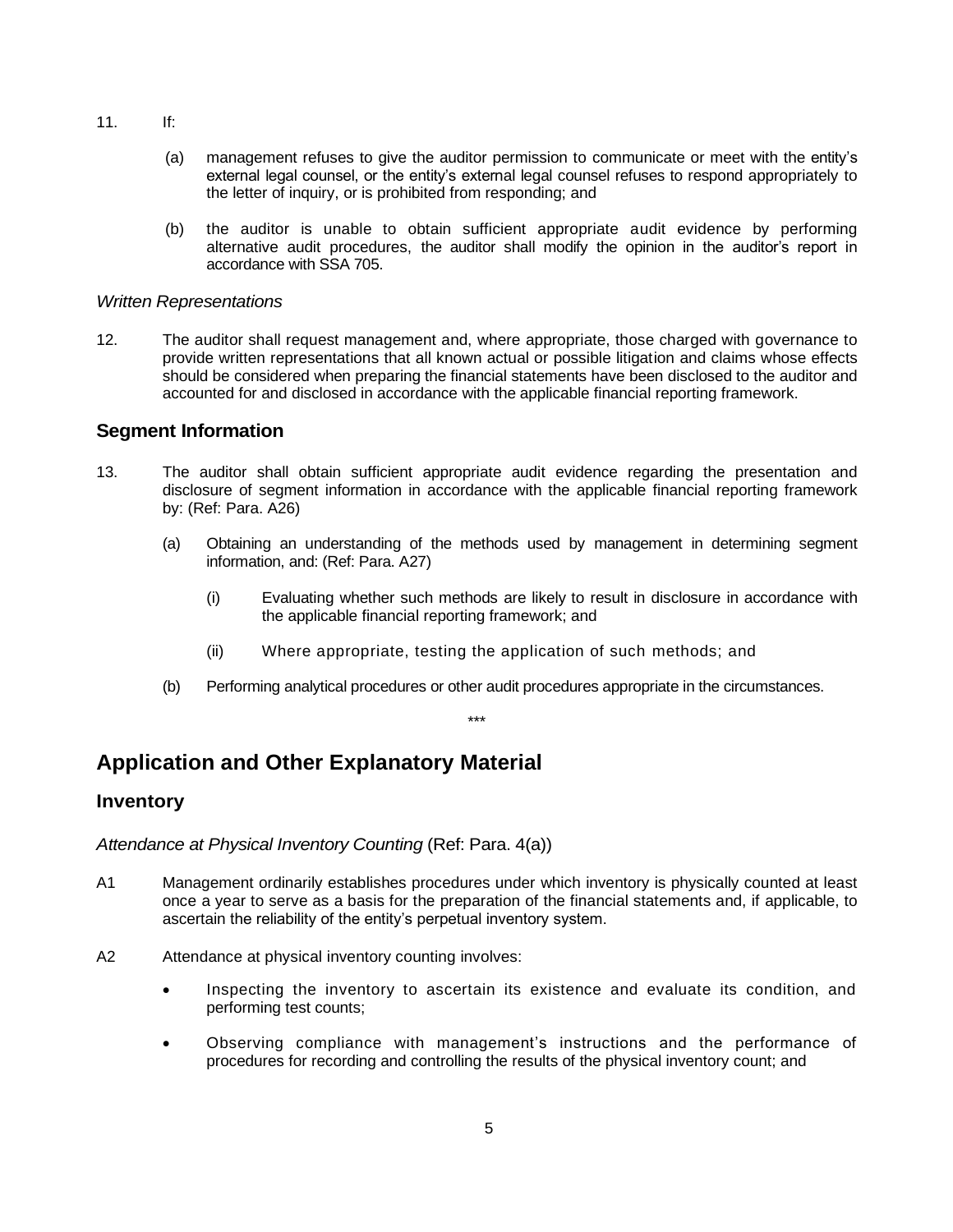11. If:

    (a) management refuses to give the auditor permission to communicate or meet with the entity's external legal counsel, or the entity's external legal counsel refuses to respond appropriately to the letter of inquiry, or is prohibited from responding; and

    (b) the auditor is unable to obtain sufficient appropriate audit evidence by performing alternative audit procedures, the auditor shall modify the opinion in the auditor's report in accordance with SSA 705.

*Written Representations*

12. The auditor shall request management and, where appropriate, those charged with governance to provide written representations that all known actual or possible litigation and claims whose effects should be considered when preparing the financial statements have been disclosed to the auditor and accounted for and disclosed in accordance with the applicable financial reporting framework.

### Segment Information

13. The auditor shall obtain sufficient appropriate audit evidence regarding the presentation and disclosure of segment information in accordance with the applicable financial reporting framework by: (Ref: Para. A26)

    (a) Obtaining an understanding of the methods used by management in determining segment information, and: (Ref: Para. A27)

        (i) Evaluating whether such methods are likely to result in disclosure in accordance with the applicable financial reporting framework; and

        (ii) Where appropriate, testing the application of such methods; and

    (b) Performing analytical procedures or other audit procedures appropriate in the circumstances.

\*\*\*

## Application and Other Explanatory Material

### Inventory

*Attendance at Physical Inventory Counting* (Ref: Para. 4(a))

A1 Management ordinarily establishes procedures under which inventory is physically counted at least once a year to serve as a basis for the preparation of the financial statements and, if applicable, to ascertain the reliability of the entity's perpetual inventory system.

A2 Attendance at physical inventory counting involves:

- Inspecting the inventory to ascertain its existence and evaluate its condition, and performing test counts;
- Observing compliance with management's instructions and the performance of procedures for recording and controlling the results of the physical inventory count; and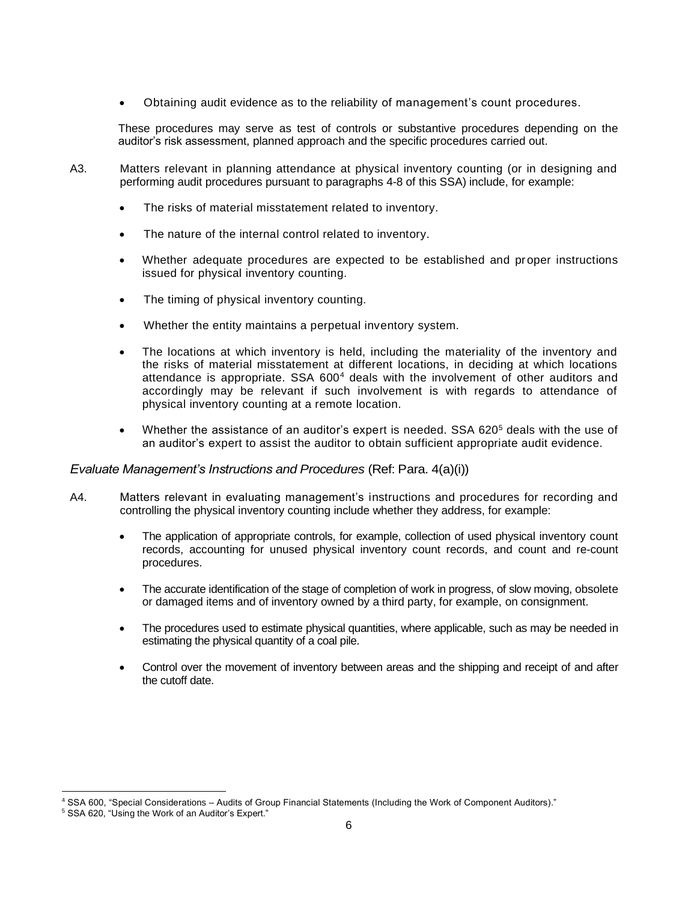- Obtaining audit evidence as to the reliability of management's count procedures.

These procedures may serve as test of controls or substantive procedures depending on the auditor's risk assessment, planned approach and the specific procedures carried out.

A3. Matters relevant in planning attendance at physical inventory counting (or in designing and performing audit procedures pursuant to paragraphs 4-8 of this SSA) include, for example:

- The risks of material misstatement related to inventory.
- The nature of the internal control related to inventory.
- Whether adequate procedures are expected to be established and proper instructions issued for physical inventory counting.
- The timing of physical inventory counting.
- Whether the entity maintains a perpetual inventory system.
- The locations at which inventory is held, including the materiality of the inventory and the risks of material misstatement at different locations, in deciding at which locations attendance is appropriate. SSA 600[4] deals with the involvement of other auditors and accordingly may be relevant if such involvement is with regards to attendance of physical inventory counting at a remote location.
- Whether the assistance of an auditor's expert is needed. SSA 620[5] deals with the use of an auditor's expert to assist the auditor to obtain sufficient appropriate audit evidence.

*Evaluate Management's Instructions and Procedures* (Ref: Para. 4(a)(i))

A4. Matters relevant in evaluating management's instructions and procedures for recording and controlling the physical inventory counting include whether they address, for example:

- The application of appropriate controls, for example, collection of used physical inventory count records, accounting for unused physical inventory count records, and count and re-count procedures.
- The accurate identification of the stage of completion of work in progress, of slow moving, obsolete or damaged items and of inventory owned by a third party, for example, on consignment.
- The procedures used to estimate physical quantities, where applicable, such as may be needed in estimating the physical quantity of a coal pile.
- Control over the movement of inventory between areas and the shipping and receipt of and after the cutoff date.

---

[4] SSA 600, "Special Considerations – Audits of Group Financial Statements (Including the Work of Component Auditors)."

[5] SSA 620, "Using the Work of an Auditor's Expert."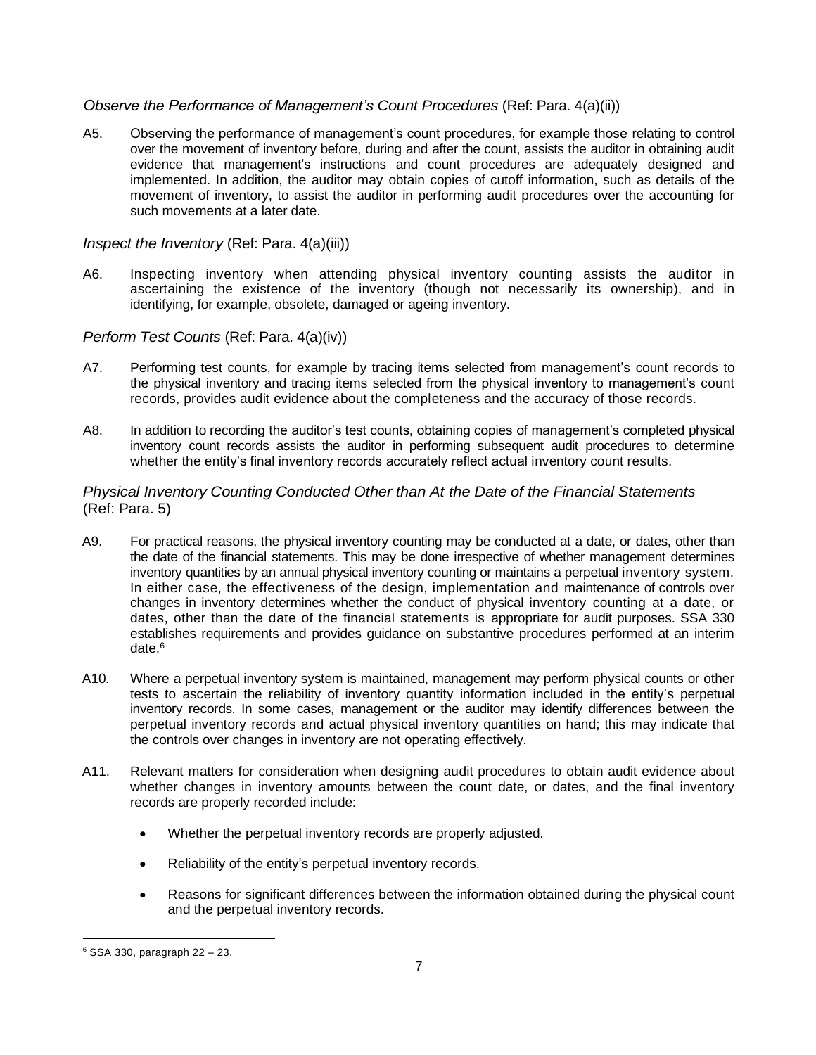*Observe the Performance of Management's Count Procedures* (Ref: Para. 4(a)(ii))

A5. Observing the performance of management's count procedures, for example those relating to control over the movement of inventory before, during and after the count, assists the auditor in obtaining audit evidence that management's instructions and count procedures are adequately designed and implemented. In addition, the auditor may obtain copies of cutoff information, such as details of the movement of inventory, to assist the auditor in performing audit procedures over the accounting for such movements at a later date.

*Inspect the Inventory* (Ref: Para. 4(a)(iii))

A6. Inspecting inventory when attending physical inventory counting assists the auditor in ascertaining the existence of the inventory (though not necessarily its ownership), and in identifying, for example, obsolete, damaged or ageing inventory.

*Perform Test Counts* (Ref: Para. 4(a)(iv))

A7. Performing test counts, for example by tracing items selected from management's count records to the physical inventory and tracing items selected from the physical inventory to management's count records, provides audit evidence about the completeness and the accuracy of those records.

A8. In addition to recording the auditor's test counts, obtaining copies of management's completed physical inventory count records assists the auditor in performing subsequent audit procedures to determine whether the entity's final inventory records accurately reflect actual inventory count results.

*Physical Inventory Counting Conducted Other than At the Date of the Financial Statements* (Ref: Para. 5)

A9. For practical reasons, the physical inventory counting may be conducted at a date, or dates, other than the date of the financial statements. This may be done irrespective of whether management determines inventory quantities by an annual physical inventory counting or maintains a perpetual inventory system. In either case, the effectiveness of the design, implementation and maintenance of controls over changes in inventory determines whether the conduct of physical inventory counting at a date, or dates, other than the date of the financial statements is appropriate for audit purposes. SSA 330 establishes requirements and provides guidance on substantive procedures performed at an interim date.[6]

A10. Where a perpetual inventory system is maintained, management may perform physical counts or other tests to ascertain the reliability of inventory quantity information included in the entity's perpetual inventory records. In some cases, management or the auditor may identify differences between the perpetual inventory records and actual physical inventory quantities on hand; this may indicate that the controls over changes in inventory are not operating effectively.

A11. Relevant matters for consideration when designing audit procedures to obtain audit evidence about whether changes in inventory amounts between the count date, or dates, and the final inventory records are properly recorded include:

- Whether the perpetual inventory records are properly adjusted.
- Reliability of the entity's perpetual inventory records.
- Reasons for significant differences between the information obtained during the physical count and the perpetual inventory records.

[6] SSA 330, paragraph 22 – 23.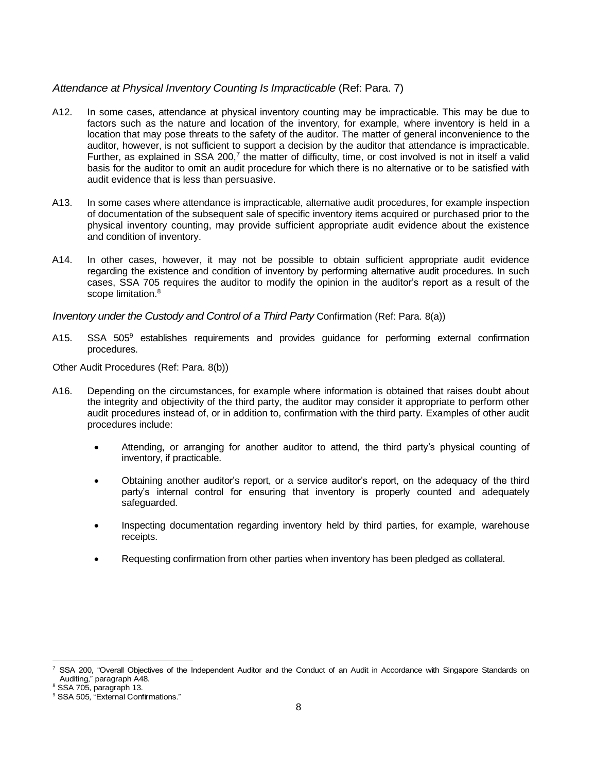*Attendance at Physical Inventory Counting Is Impracticable* (Ref: Para. 7)

A12. In some cases, attendance at physical inventory counting may be impracticable. This may be due to factors such as the nature and location of the inventory, for example, where inventory is held in a location that may pose threats to the safety of the auditor. The matter of general inconvenience to the auditor, however, is not sufficient to support a decision by the auditor that attendance is impracticable. Further, as explained in SSA 200,[7] the matter of difficulty, time, or cost involved is not in itself a valid basis for the auditor to omit an audit procedure for which there is no alternative or to be satisfied with audit evidence that is less than persuasive.

A13. In some cases where attendance is impracticable, alternative audit procedures, for example inspection of documentation of the subsequent sale of specific inventory items acquired or purchased prior to the physical inventory counting, may provide sufficient appropriate audit evidence about the existence and condition of inventory.

A14. In other cases, however, it may not be possible to obtain sufficient appropriate audit evidence regarding the existence and condition of inventory by performing alternative audit procedures. In such cases, SSA 705 requires the auditor to modify the opinion in the auditor's report as a result of the scope limitation.[8]

*Inventory under the Custody and Control of a Third Party* Confirmation (Ref: Para. 8(a))

A15. SSA 505[9] establishes requirements and provides guidance for performing external confirmation procedures.

Other Audit Procedures (Ref: Para. 8(b))

A16. Depending on the circumstances, for example where information is obtained that raises doubt about the integrity and objectivity of the third party, the auditor may consider it appropriate to perform other audit procedures instead of, or in addition to, confirmation with the third party. Examples of other audit procedures include:

- Attending, or arranging for another auditor to attend, the third party's physical counting of inventory, if practicable.
- Obtaining another auditor's report, or a service auditor's report, on the adequacy of the third party's internal control for ensuring that inventory is properly counted and adequately safeguarded.
- Inspecting documentation regarding inventory held by third parties, for example, warehouse receipts.
- Requesting confirmation from other parties when inventory has been pledged as collateral.

---

[7] SSA 200, "Overall Objectives of the Independent Auditor and the Conduct of an Audit in Accordance with Singapore Standards on Auditing," paragraph A48.

[8] SSA 705, paragraph 13.

[9] SSA 505, "External Confirmations."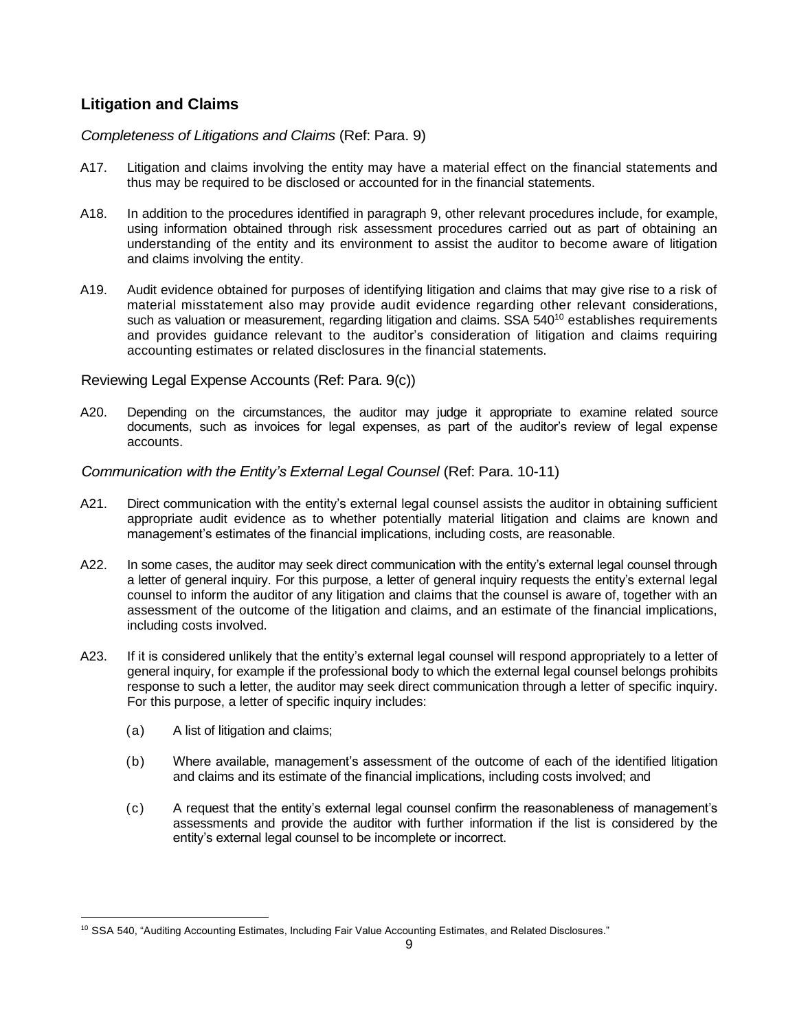## Litigation and Claims

*Completeness of Litigations and Claims* (Ref: Para. 9)

A17. Litigation and claims involving the entity may have a material effect on the financial statements and thus may be required to be disclosed or accounted for in the financial statements.

A18. In addition to the procedures identified in paragraph 9, other relevant procedures include, for example, using information obtained through risk assessment procedures carried out as part of obtaining an understanding of the entity and its environment to assist the auditor to become aware of litigation and claims involving the entity.

A19. Audit evidence obtained for purposes of identifying litigation and claims that may give rise to a risk of material misstatement also may provide audit evidence regarding other relevant considerations, such as valuation or measurement, regarding litigation and claims. SSA 540[10] establishes requirements and provides guidance relevant to the auditor's consideration of litigation and claims requiring accounting estimates or related disclosures in the financial statements.

Reviewing Legal Expense Accounts (Ref: Para. 9(c))

A20. Depending on the circumstances, the auditor may judge it appropriate to examine related source documents, such as invoices for legal expenses, as part of the auditor's review of legal expense accounts.

*Communication with the Entity's External Legal Counsel* (Ref: Para. 10-11)

A21. Direct communication with the entity's external legal counsel assists the auditor in obtaining sufficient appropriate audit evidence as to whether potentially material litigation and claims are known and management's estimates of the financial implications, including costs, are reasonable.

A22. In some cases, the auditor may seek direct communication with the entity's external legal counsel through a letter of general inquiry. For this purpose, a letter of general inquiry requests the entity's external legal counsel to inform the auditor of any litigation and claims that the counsel is aware of, together with an assessment of the outcome of the litigation and claims, and an estimate of the financial implications, including costs involved.

A23. If it is considered unlikely that the entity's external legal counsel will respond appropriately to a letter of general inquiry, for example if the professional body to which the external legal counsel belongs prohibits response to such a letter, the auditor may seek direct communication through a letter of specific inquiry. For this purpose, a letter of specific inquiry includes:

(a) A list of litigation and claims;

(b) Where available, management's assessment of the outcome of each of the identified litigation and claims and its estimate of the financial implications, including costs involved; and

(c) A request that the entity's external legal counsel confirm the reasonableness of management's assessments and provide the auditor with further information if the list is considered by the entity's external legal counsel to be incomplete or incorrect.

[10] SSA 540, "Auditing Accounting Estimates, Including Fair Value Accounting Estimates, and Related Disclosures."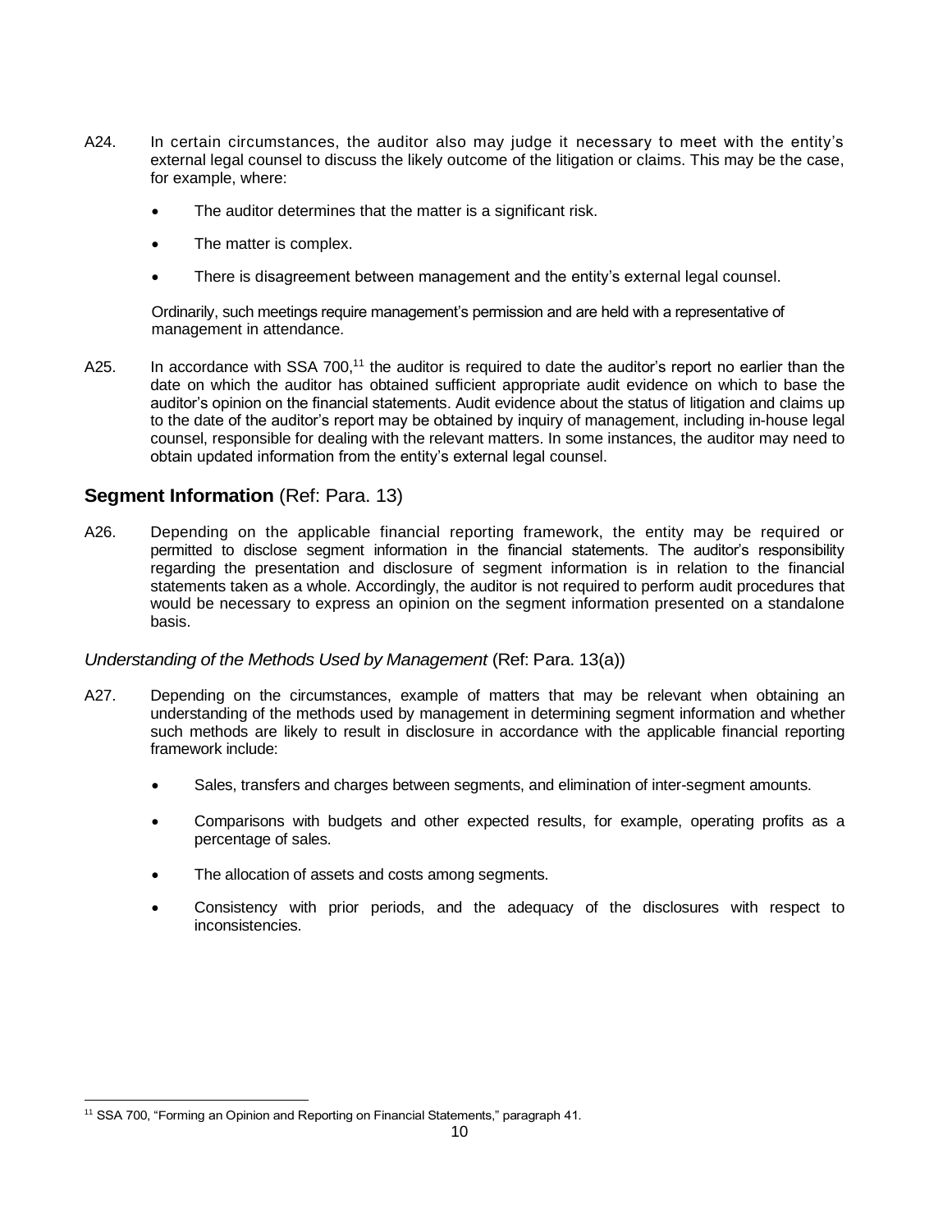A24. In certain circumstances, the auditor also may judge it necessary to meet with the entity's external legal counsel to discuss the likely outcome of the litigation or claims. This may be the case, for example, where:

- The auditor determines that the matter is a significant risk.
- The matter is complex.
- There is disagreement between management and the entity's external legal counsel.

Ordinarily, such meetings require management's permission and are held with a representative of management in attendance.

A25. In accordance with SSA 700,[11] the auditor is required to date the auditor's report no earlier than the date on which the auditor has obtained sufficient appropriate audit evidence on which to base the auditor's opinion on the financial statements. Audit evidence about the status of litigation and claims up to the date of the auditor's report may be obtained by inquiry of management, including in-house legal counsel, responsible for dealing with the relevant matters. In some instances, the auditor may need to obtain updated information from the entity's external legal counsel.

## **Segment Information** (Ref: Para. 13)

A26. Depending on the applicable financial reporting framework, the entity may be required or permitted to disclose segment information in the financial statements. The auditor's responsibility regarding the presentation and disclosure of segment information is in relation to the financial statements taken as a whole. Accordingly, the auditor is not required to perform audit procedures that would be necessary to express an opinion on the segment information presented on a standalone basis.

### *Understanding of the Methods Used by Management* (Ref: Para. 13(a))

A27. Depending on the circumstances, example of matters that may be relevant when obtaining an understanding of the methods used by management in determining segment information and whether such methods are likely to result in disclosure in accordance with the applicable financial reporting framework include:

- Sales, transfers and charges between segments, and elimination of inter-segment amounts.
- Comparisons with budgets and other expected results, for example, operating profits as a percentage of sales.
- The allocation of assets and costs among segments.
- Consistency with prior periods, and the adequacy of the disclosures with respect to inconsistencies.

[11] SSA 700, "Forming an Opinion and Reporting on Financial Statements," paragraph 41.